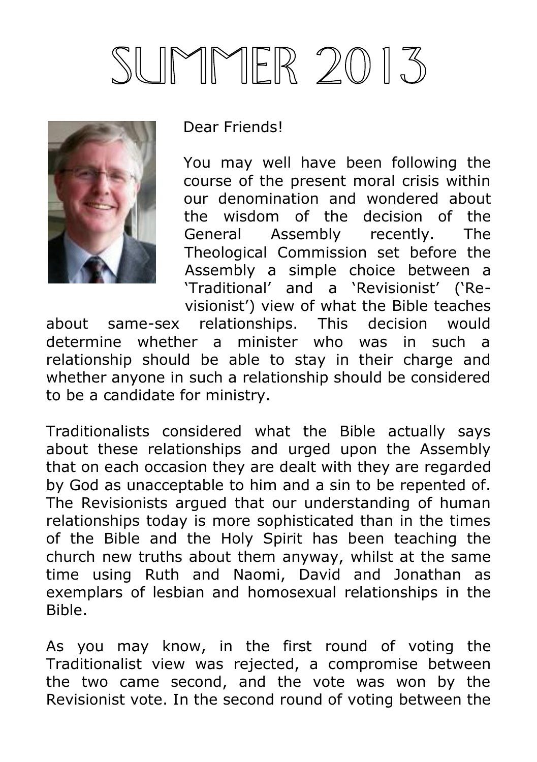# SUMMER 2013

Dear Friends!

You may well have been following the course of the present moral crisis within our denomination and wondered about the wisdom of the decision of the General Assembly recently. The Theological Commission set before the Assembly a simple choice between a 'Traditional' and a 'Revisionist' ('Re-visionist') view of what the Bible teaches about same-sex relationships. This decision would determine whether a minister who was in such a relationship should be able to stay in their charge and whether anyone in such a relationship should be considered to be a candidate for ministry.

Traditionalists considered what the Bible actually says about these relationships and urged upon the Assembly that on each occasion they are dealt with they are regarded by God as unacceptable to him and a sin to be repented of. The Revisionists argued that our understanding of human relationships today is more sophisticated than in the times of the Bible and the Holy Spirit has been teaching the church new truths about them anyway, whilst at the same time using Ruth and Naomi, David and Jonathan as exemplars of lesbian and homosexual relationships in the Bible.

As you may know, in the first round of voting the Traditionalist view was rejected, a compromise between the two came second, and the vote was won by the Revisionist vote. In the second round of voting between the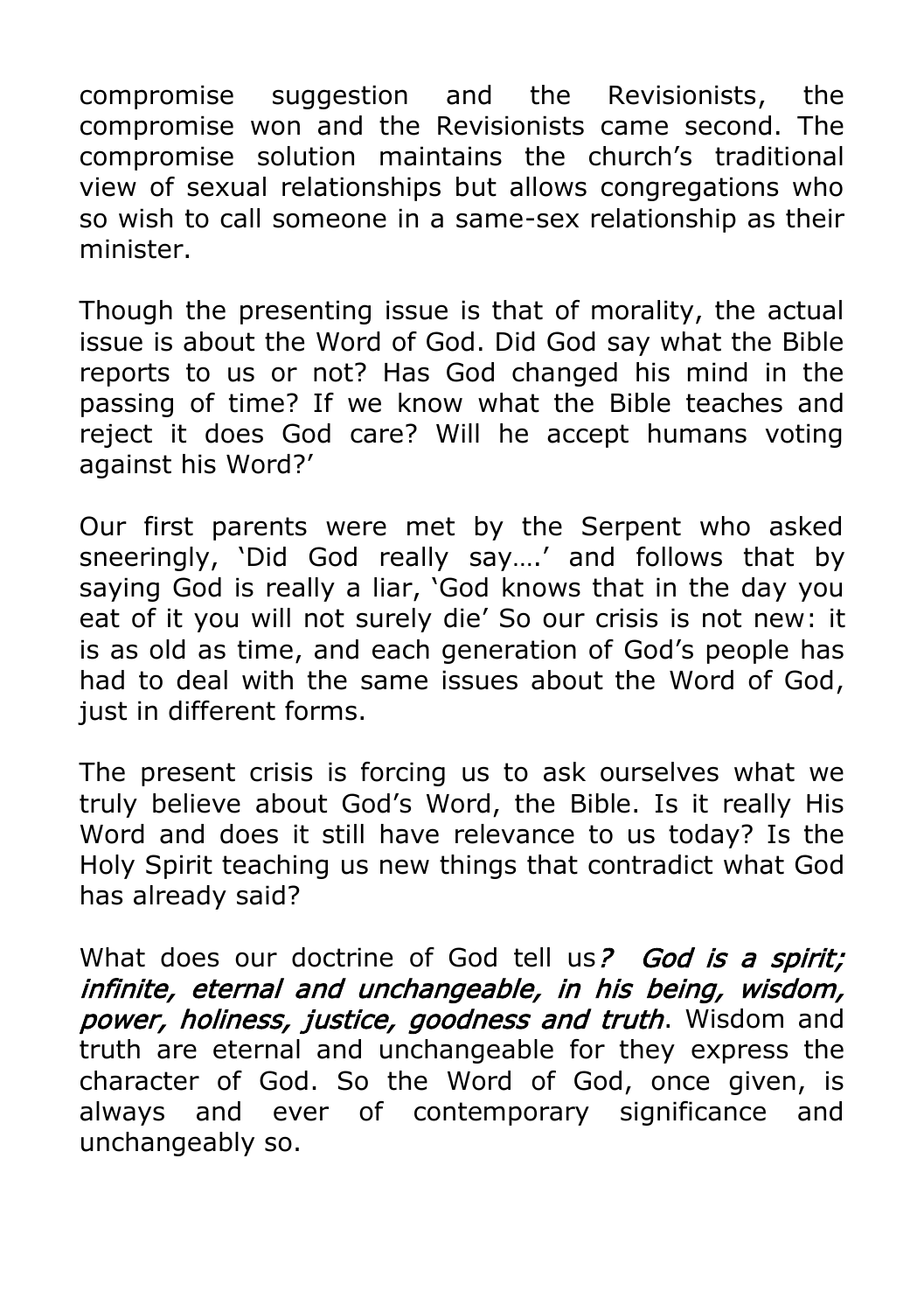compromise suggestion and the Revisionists, the compromise won and the Revisionists came second. The compromise solution maintains the church's traditional view of sexual relationships but allows congregations who so wish to call someone in a same-sex relationship as their minister.

Though the presenting issue is that of morality, the actual issue is about the Word of God. Did God say what the Bible reports to us or not? Has God changed his mind in the passing of time? If we know what the Bible teaches and reject it does God care? Will he accept humans voting against his Word?'

Our first parents were met by the Serpent who asked sneeringly, 'Did God really say….' and follows that by saying God is really a liar, 'God knows that in the day you eat of it you will not surely die' So our crisis is not new: it is as old as time, and each generation of God's people has had to deal with the same issues about the Word of God, just in different forms.

The present crisis is forcing us to ask ourselves what we truly believe about God's Word, the Bible. Is it really His Word and does it still have relevance to us today? Is the Holy Spirit teaching us new things that contradict what God has already said?

What does our doctrine of God tell us*? God is a spirit; infinite, eternal and unchangeable, in his being, wisdom, power, holiness, justice, goodness and truth*. Wisdom and truth are eternal and unchangeable for they express the character of God. So the Word of God, once given, is always and ever of contemporary significance and unchangeably so.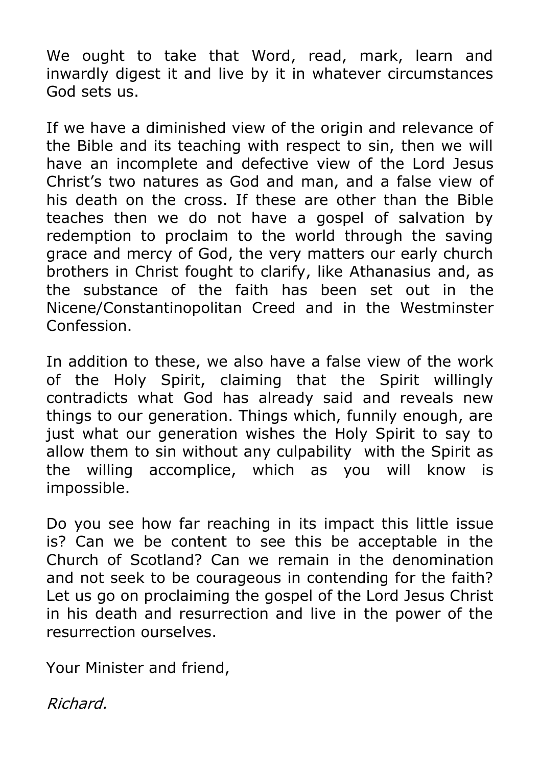We ought to take that Word, read, mark, learn and inwardly digest it and live by it in whatever circumstances God sets us.

If we have a diminished view of the origin and relevance of the Bible and its teaching with respect to sin, then we will have an incomplete and defective view of the Lord Jesus Christ's two natures as God and man, and a false view of his death on the cross. If these are other than the Bible teaches then we do not have a gospel of salvation by redemption to proclaim to the world through the saving grace and mercy of God, the very matters our early church brothers in Christ fought to clarify, like Athanasius and, as the substance of the faith has been set out in the Nicene/Constantinopolitan Creed and in the Westminster Confession.

In addition to these, we also have a false view of the work of the Holy Spirit, claiming that the Spirit willingly contradicts what God has already said and reveals new things to our generation. Things which, funnily enough, are just what our generation wishes the Holy Spirit to say to allow them to sin without any culpability with the Spirit as the willing accomplice, which as you will know is impossible.

Do you see how far reaching in its impact this little issue is? Can we be content to see this be acceptable in the Church of Scotland? Can we remain in the denomination and not seek to be courageous in contending for the faith? Let us go on proclaiming the gospel of the Lord Jesus Christ in his death and resurrection and live in the power of the resurrection ourselves.

Your Minister and friend,

*Richard.*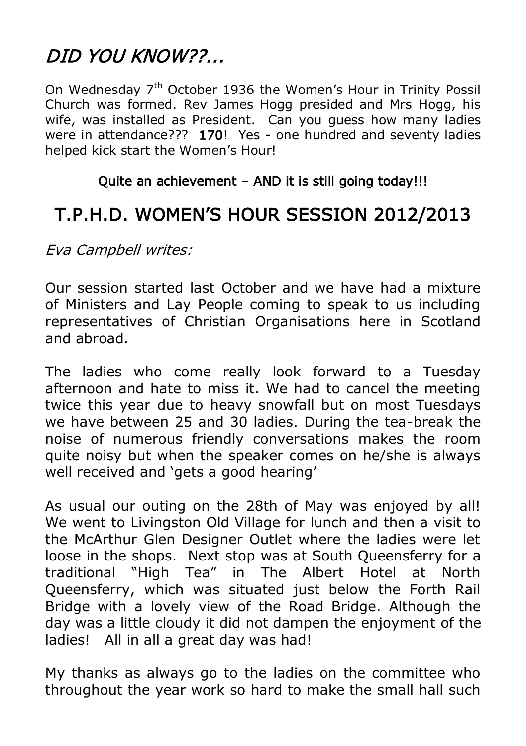# *DID YOU KNOW??...*

On Wednesday 7th October 1936 the Women's Hour in Trinity Possil Church was formed. Rev James Hogg presided and Mrs Hogg, his wife, was installed as President. Can you guess how many ladies were in attendance??? **170**! Yes - one hundred and seventy ladies helped kick start the Women's Hour!

Quite an achievement – AND it is still going today!!!

## T.P.H.D. WOMEN'S HOUR SESSION 2012/2013

*Eva Campbell writes:*

Our session started last October and we have had a mixture of Ministers and Lay People coming to speak to us including representatives of Christian Organisations here in Scotland and abroad.

The ladies who come really look forward to a Tuesday afternoon and hate to miss it. We had to cancel the meeting twice this year due to heavy snowfall but on most Tuesdays we have between 25 and 30 ladies. During the tea-break the noise of numerous friendly conversations makes the room quite noisy but when the speaker comes on he/she is always well received and 'gets a good hearing'

As usual our outing on the 28th of May was enjoyed by all! We went to Livingston Old Village for lunch and then a visit to the McArthur Glen Designer Outlet where the ladies were let loose in the shops. Next stop was at South Queensferry for a traditional "High Tea" in The Albert Hotel at North Queensferry, which was situated just below the Forth Rail Bridge with a lovely view of the Road Bridge. Although the day was a little cloudy it did not dampen the enjoyment of the ladies! All in all a great day was had!

My thanks as always go to the ladies on the committee who throughout the year work so hard to make the small hall such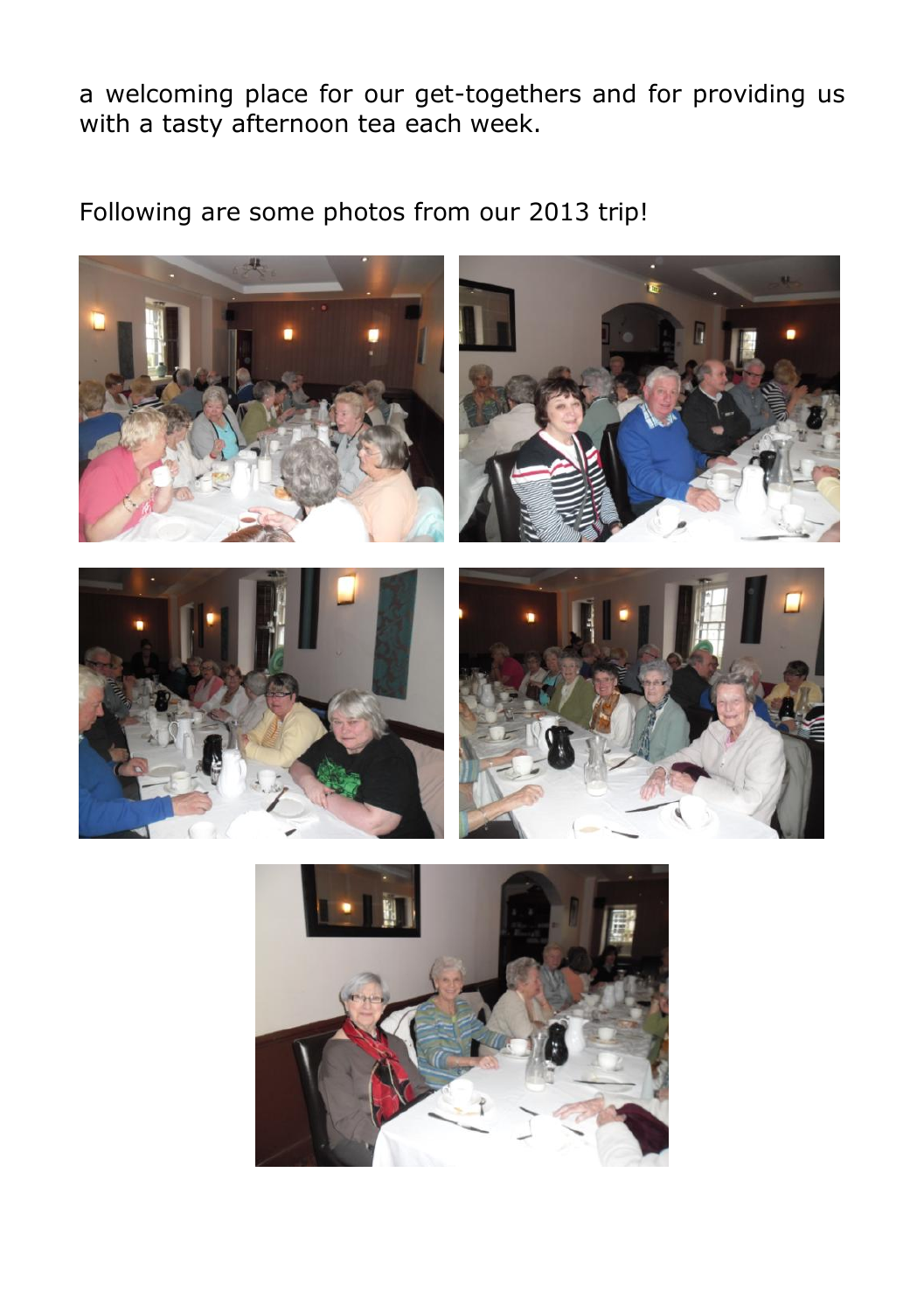a welcoming place for our get-togethers and for providing us with a tasty afternoon tea each week.

Following are some photos from our 2013 trip!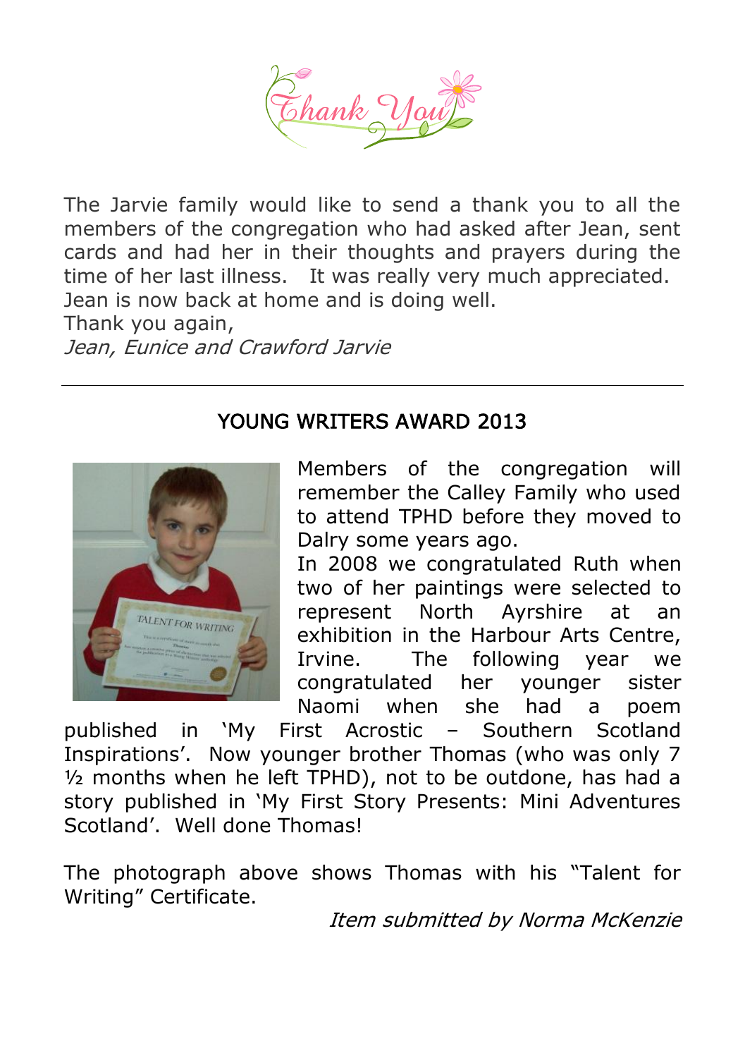# Thank You

The Jarvie family would like to send a thank you to all the members of the congregation who had asked after Jean, sent cards and had her in their thoughts and prayers during the time of her last illness. It was really very much appreciated. Jean is now back at home and is doing well.
Thank you again,
*Jean, Eunice and Crawford Jarvie*

---

## YOUNG WRITERS AWARD 2013

Members of the congregation will remember the Calley Family who used to attend TPHD before they moved to Dalry some years ago.
In 2008 we congratulated Ruth when two of her paintings were selected to represent North Ayrshire at an exhibition in the Harbour Arts Centre, Irvine. The following year we congratulated her younger sister Naomi when she had a poem published in 'My First Acrostic – Southern Scotland Inspirations'. Now younger brother Thomas (who was only 7 ½ months when he left TPHD), not to be outdone, has had a story published in 'My First Story Presents: Mini Adventures Scotland'. Well done Thomas!

The photograph above shows Thomas with his "Talent for Writing" Certificate.

*Item submitted by Norma McKenzie*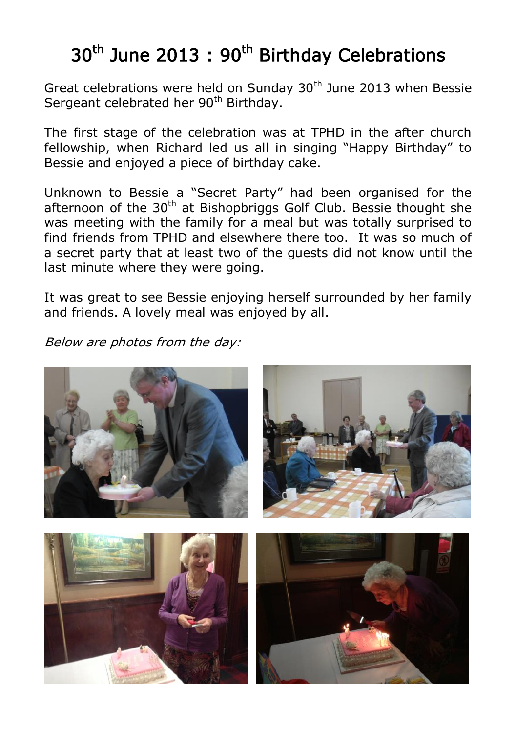# 30th June 2013 : 90th Birthday Celebrations

Great celebrations were held on Sunday 30th June 2013 when Bessie Sergeant celebrated her 90th Birthday.

The first stage of the celebration was at TPHD in the after church fellowship, when Richard led us all in singing "Happy Birthday" to Bessie and enjoyed a piece of birthday cake.

Unknown to Bessie a "Secret Party" had been organised for the afternoon of the 30th at Bishopbriggs Golf Club. Bessie thought she was meeting with the family for a meal but was totally surprised to find friends from TPHD and elsewhere there too. It was so much of a secret party that at least two of the guests did not know until the last minute where they were going.

It was great to see Bessie enjoying herself surrounded by her family and friends. A lovely meal was enjoyed by all.

*Below are photos from the day:*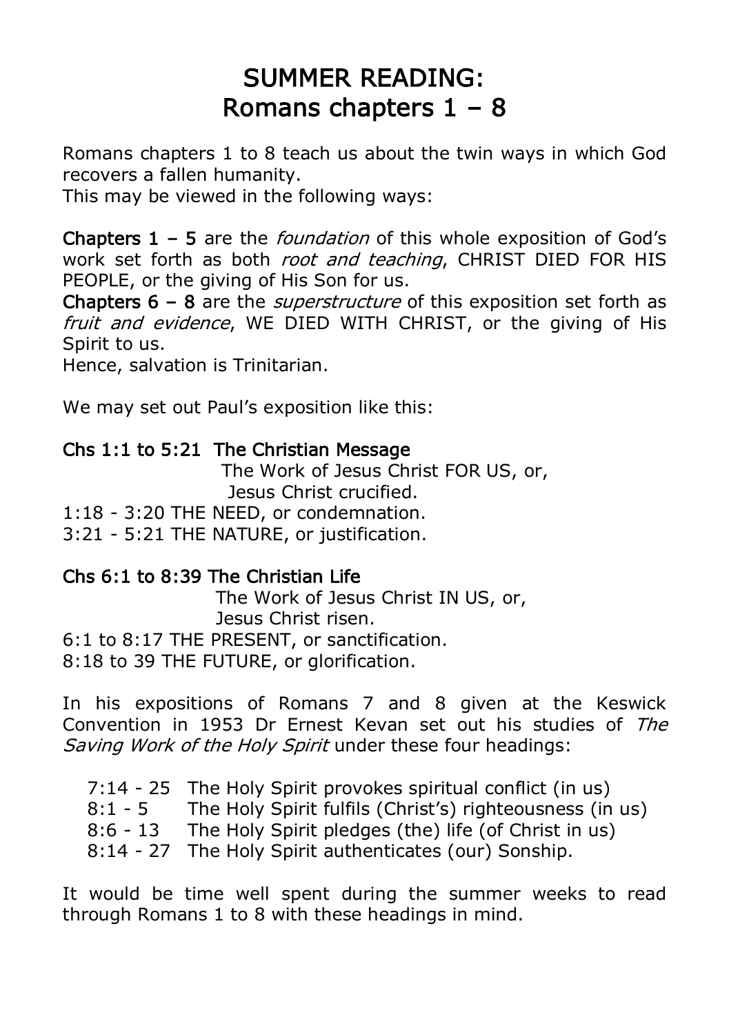# SUMMER READING:
# Romans chapters 1 – 8

Romans chapters 1 to 8 teach us about the twin ways in which God recovers a fallen humanity.
This may be viewed in the following ways:

**Chapters 1 – 5** are the *foundation* of this whole exposition of God's work set forth as both *root and teaching*, CHRIST DIED FOR HIS PEOPLE, or the giving of His Son for us.
**Chapters 6 – 8** are the *superstructure* of this exposition set forth as *fruit and evidence*, WE DIED WITH CHRIST, or the giving of His Spirit to us.
Hence, salvation is Trinitarian.

We may set out Paul's exposition like this:

**Chs 1:1 to 5:21 The Christian Message**
The Work of Jesus Christ FOR US, or,
Jesus Christ crucified.
1:18 - 3:20 THE NEED, or condemnation.
3:21 - 5:21 THE NATURE, or justification.

**Chs 6:1 to 8:39 The Christian Life**
The Work of Jesus Christ IN US, or,
Jesus Christ risen.
6:1 to 8:17 THE PRESENT, or sanctification.
8:18 to 39 THE FUTURE, or glorification.

In his expositions of Romans 7 and 8 given at the Keswick Convention in 1953 Dr Ernest Kevan set out his studies of *The Saving Work of the Holy Spirit* under these four headings:

- 7:14 - 25 The Holy Spirit provokes spiritual conflict (in us)
- 8:1 - 5 The Holy Spirit fulfils (Christ's) righteousness (in us)
- 8:6 - 13 The Holy Spirit pledges (the) life (of Christ in us)
- 8:14 - 27 The Holy Spirit authenticates (our) Sonship.

It would be time well spent during the summer weeks to read through Romans 1 to 8 with these headings in mind.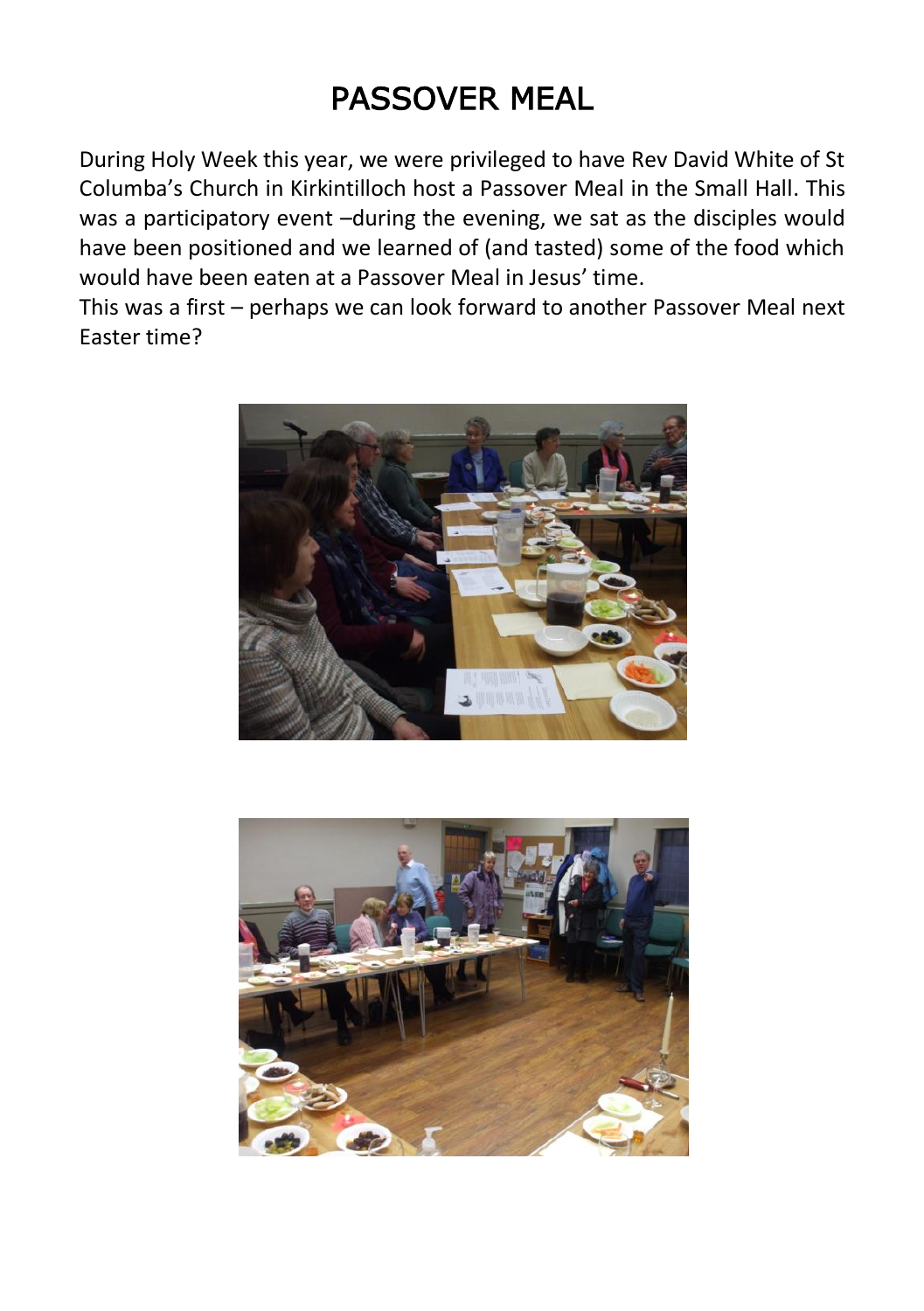# PASSOVER MEAL

During Holy Week this year, we were privileged to have Rev David White of St Columba's Church in Kirkintilloch host a Passover Meal in the Small Hall. This was a participatory event –during the evening, we sat as the disciples would have been positioned and we learned of (and tasted) some of the food which would have been eaten at a Passover Meal in Jesus' time.

This was a first – perhaps we can look forward to another Passover Meal next Easter time?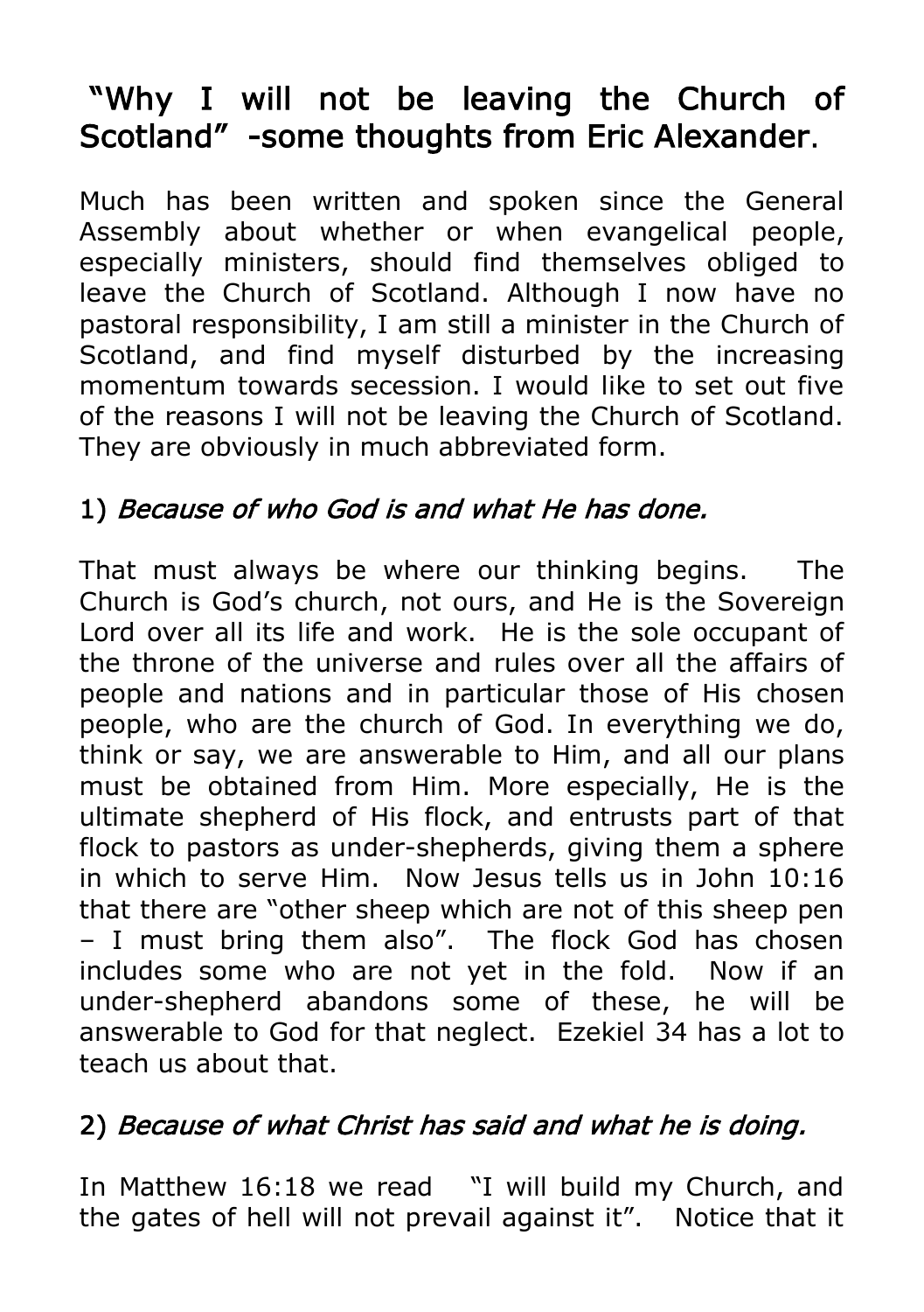# "Why I will not be leaving the Church of Scotland" -some thoughts from Eric Alexander.

Much has been written and spoken since the General Assembly about whether or when evangelical people, especially ministers, should find themselves obliged to leave the Church of Scotland. Although I now have no pastoral responsibility, I am still a minister in the Church of Scotland, and find myself disturbed by the increasing momentum towards secession. I would like to set out five of the reasons I will not be leaving the Church of Scotland. They are obviously in much abbreviated form.

## 1) *Because of who God is and what He has done.*

That must always be where our thinking begins. The Church is God's church, not ours, and He is the Sovereign Lord over all its life and work. He is the sole occupant of the throne of the universe and rules over all the affairs of people and nations and in particular those of His chosen people, who are the church of God. In everything we do, think or say, we are answerable to Him, and all our plans must be obtained from Him. More especially, He is the ultimate shepherd of His flock, and entrusts part of that flock to pastors as under-shepherds, giving them a sphere in which to serve Him. Now Jesus tells us in John 10:16 that there are "other sheep which are not of this sheep pen – I must bring them also". The flock God has chosen includes some who are not yet in the fold. Now if an under-shepherd abandons some of these, he will be answerable to God for that neglect. Ezekiel 34 has a lot to teach us about that.

## 2) *Because of what Christ has said and what he is doing.*

In Matthew 16:18 we read "I will build my Church, and the gates of hell will not prevail against it". Notice that it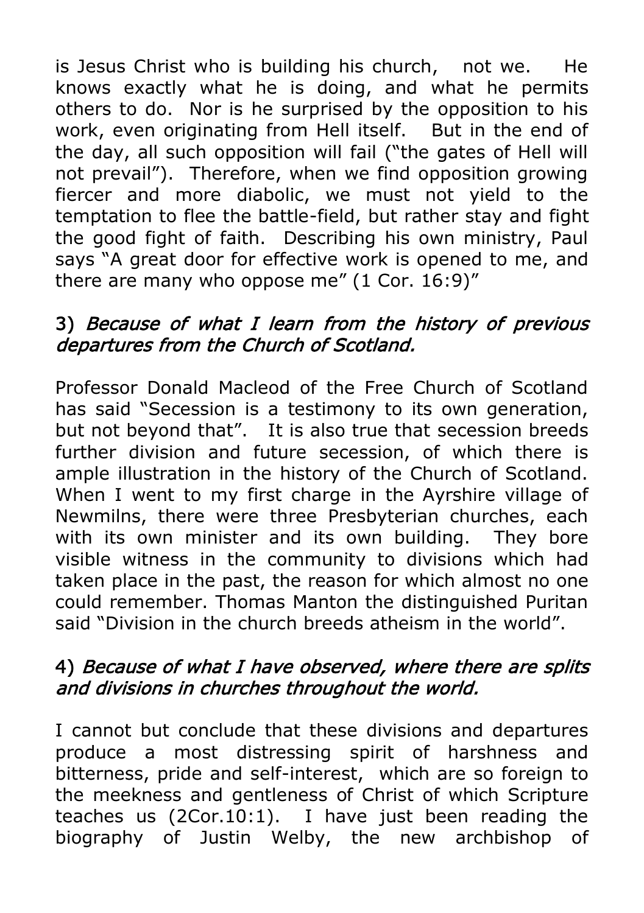is Jesus Christ who is building his church, not we. He knows exactly what he is doing, and what he permits others to do. Nor is he surprised by the opposition to his work, even originating from Hell itself. But in the end of the day, all such opposition will fail ("the gates of Hell will not prevail"). Therefore, when we find opposition growing fiercer and more diabolic, we must not yield to the temptation to flee the battle-field, but rather stay and fight the good fight of faith. Describing his own ministry, Paul says "A great door for effective work is opened to me, and there are many who oppose me" (1 Cor. 16:9)"

### 3) *Because of what I learn from the history of previous departures from the Church of Scotland.*

Professor Donald Macleod of the Free Church of Scotland has said "Secession is a testimony to its own generation, but not beyond that". It is also true that secession breeds further division and future secession, of which there is ample illustration in the history of the Church of Scotland. When I went to my first charge in the Ayrshire village of Newmilns, there were three Presbyterian churches, each with its own minister and its own building. They bore visible witness in the community to divisions which had taken place in the past, the reason for which almost no one could remember. Thomas Manton the distinguished Puritan said "Division in the church breeds atheism in the world".

### 4) *Because of what I have observed, where there are splits and divisions in churches throughout the world.*

I cannot but conclude that these divisions and departures produce a most distressing spirit of harshness and bitterness, pride and self-interest, which are so foreign to the meekness and gentleness of Christ of which Scripture teaches us (2Cor.10:1). I have just been reading the biography of Justin Welby, the new archbishop of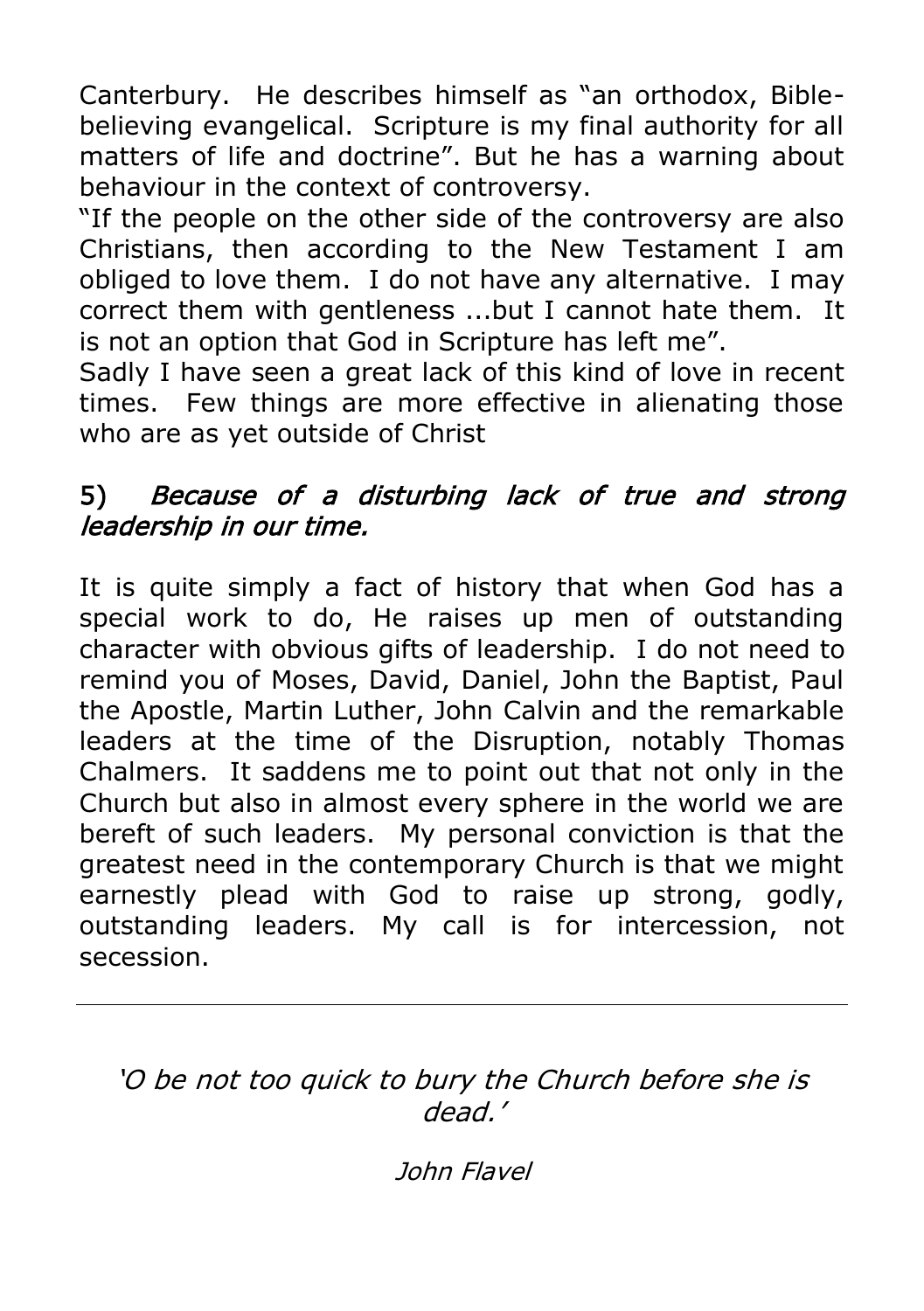Canterbury. He describes himself as "an orthodox, Bible-believing evangelical. Scripture is my final authority for all matters of life and doctrine". But he has a warning about behaviour in the context of controversy.

"If the people on the other side of the controversy are also Christians, then according to the New Testament I am obliged to love them. I do not have any alternative. I may correct them with gentleness ...but I cannot hate them. It is not an option that God in Scripture has left me".

Sadly I have seen a great lack of this kind of love in recent times. Few things are more effective in alienating those who are as yet outside of Christ

### 5) *Because of a disturbing lack of true and strong leadership in our time.*

It is quite simply a fact of history that when God has a special work to do, He raises up men of outstanding character with obvious gifts of leadership. I do not need to remind you of Moses, David, Daniel, John the Baptist, Paul the Apostle, Martin Luther, John Calvin and the remarkable leaders at the time of the Disruption, notably Thomas Chalmers. It saddens me to point out that not only in the Church but also in almost every sphere in the world we are bereft of such leaders. My personal conviction is that the greatest need in the contemporary Church is that we might earnestly plead with God to raise up strong, godly, outstanding leaders. My call is for intercession, not secession.

---

*'O be not too quick to bury the Church before she is dead.'*

*John Flavel*